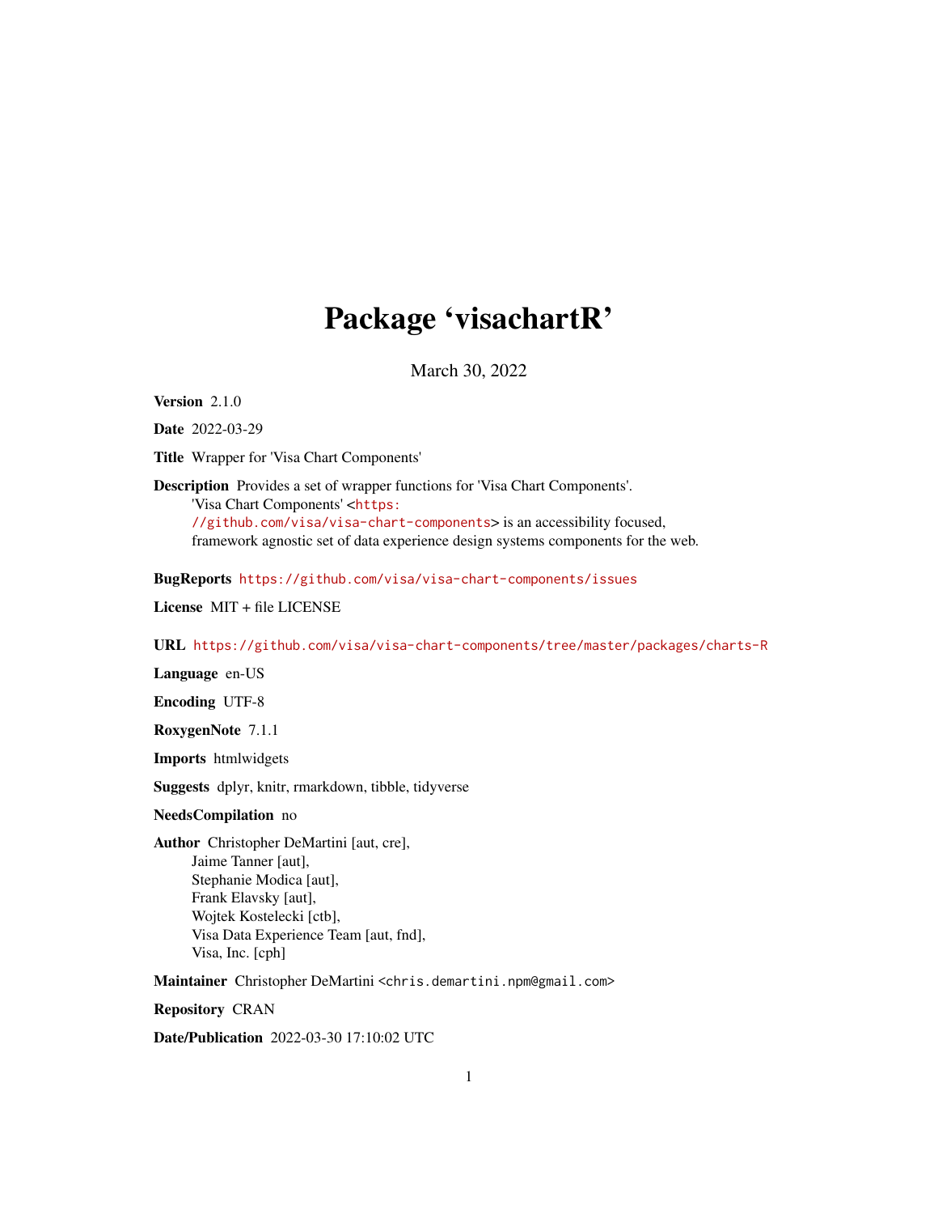# Package 'visachartR'

March 30, 2022

**Version** 2.1.0

**Date** 2022-03-29

**Title** Wrapper for 'Visa Chart Components'

**Description** Provides a set of wrapper functions for 'Visa Chart Components'.
'Visa Chart Components' <https://github.com/visa/visa-chart-components> is an accessibility focused, framework agnostic set of data experience design systems components for the web.

**BugReports** https://github.com/visa/visa-chart-components/issues

**License** MIT + file LICENSE

**URL** https://github.com/visa/visa-chart-components/tree/master/packages/charts-R

**Language** en-US

**Encoding** UTF-8

**RoxygenNote** 7.1.1

**Imports** htmlwidgets

**Suggests** dplyr, knitr, rmarkdown, tibble, tidyverse

**NeedsCompilation** no

**Author** Christopher DeMartini [aut, cre],
Jaime Tanner [aut],
Stephanie Modica [aut],
Frank Elavsky [aut],
Wojtek Kostelecki [ctb],
Visa Data Experience Team [aut, fnd],
Visa, Inc. [cph]

**Maintainer** Christopher DeMartini <chris.demartini.npm@gmail.com>

**Repository** CRAN

**Date/Publication** 2022-03-30 17:10:02 UTC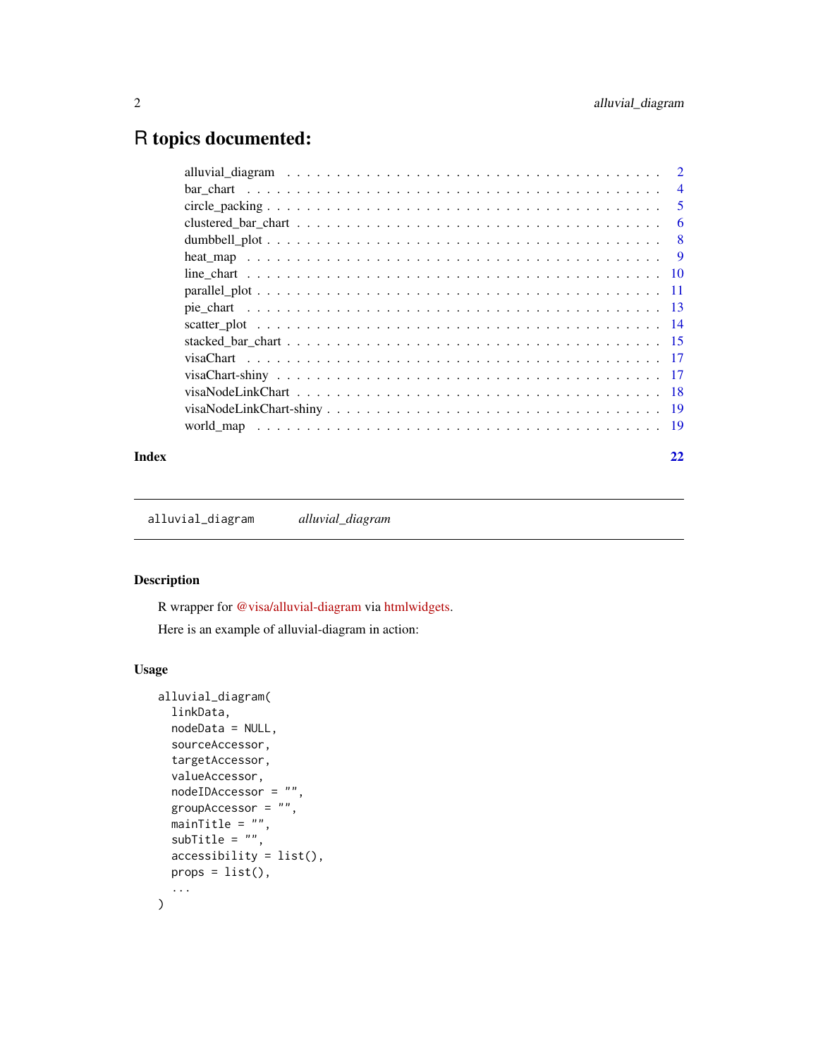# R topics documented:

alluvial_diagram . . . . . . . . . . . . . . . . . . . . . . . . . . . . . . . . . . . . 2
bar_chart . . . . . . . . . . . . . . . . . . . . . . . . . . . . . . . . . . . . . . . . 4
circle_packing . . . . . . . . . . . . . . . . . . . . . . . . . . . . . . . . . . . . . 5
clustered_bar_chart . . . . . . . . . . . . . . . . . . . . . . . . . . . . . . . . . . . 6
dumbbell_plot . . . . . . . . . . . . . . . . . . . . . . . . . . . . . . . . . . . . . 8
heat_map . . . . . . . . . . . . . . . . . . . . . . . . . . . . . . . . . . . . . . . . 9
line_chart . . . . . . . . . . . . . . . . . . . . . . . . . . . . . . . . . . . . . . . 10
parallel_plot . . . . . . . . . . . . . . . . . . . . . . . . . . . . . . . . . . . . . 11
pie_chart . . . . . . . . . . . . . . . . . . . . . . . . . . . . . . . . . . . . . . . 13
scatter_plot . . . . . . . . . . . . . . . . . . . . . . . . . . . . . . . . . . . . . . 14
stacked_bar_chart . . . . . . . . . . . . . . . . . . . . . . . . . . . . . . . . . . . 15
visaChart . . . . . . . . . . . . . . . . . . . . . . . . . . . . . . . . . . . . . . . 17
visaChart-shiny . . . . . . . . . . . . . . . . . . . . . . . . . . . . . . . . . . . . 17
visaNodeLinkChart . . . . . . . . . . . . . . . . . . . . . . . . . . . . . . . . . . . 18
visaNodeLinkChart-shiny . . . . . . . . . . . . . . . . . . . . . . . . . . . . . . . . 19
world_map . . . . . . . . . . . . . . . . . . . . . . . . . . . . . . . . . . . . . . . 19

**Index** **22**

---

`alluvial_diagram` *alluvial_diagram*

---

## Description

R wrapper for @visa/alluvial-diagram via htmlwidgets.

Here is an example of alluvial-diagram in action:

## Usage

```
alluvial_diagram(
  linkData,
  nodeData = NULL,
  sourceAccessor,
  targetAccessor,
  valueAccessor,
  nodeIDAccessor = "",
  groupAccessor = "",
  mainTitle = "",
  subTitle = "",
  accessibility = list(),
  props = list(),
  ...
)
```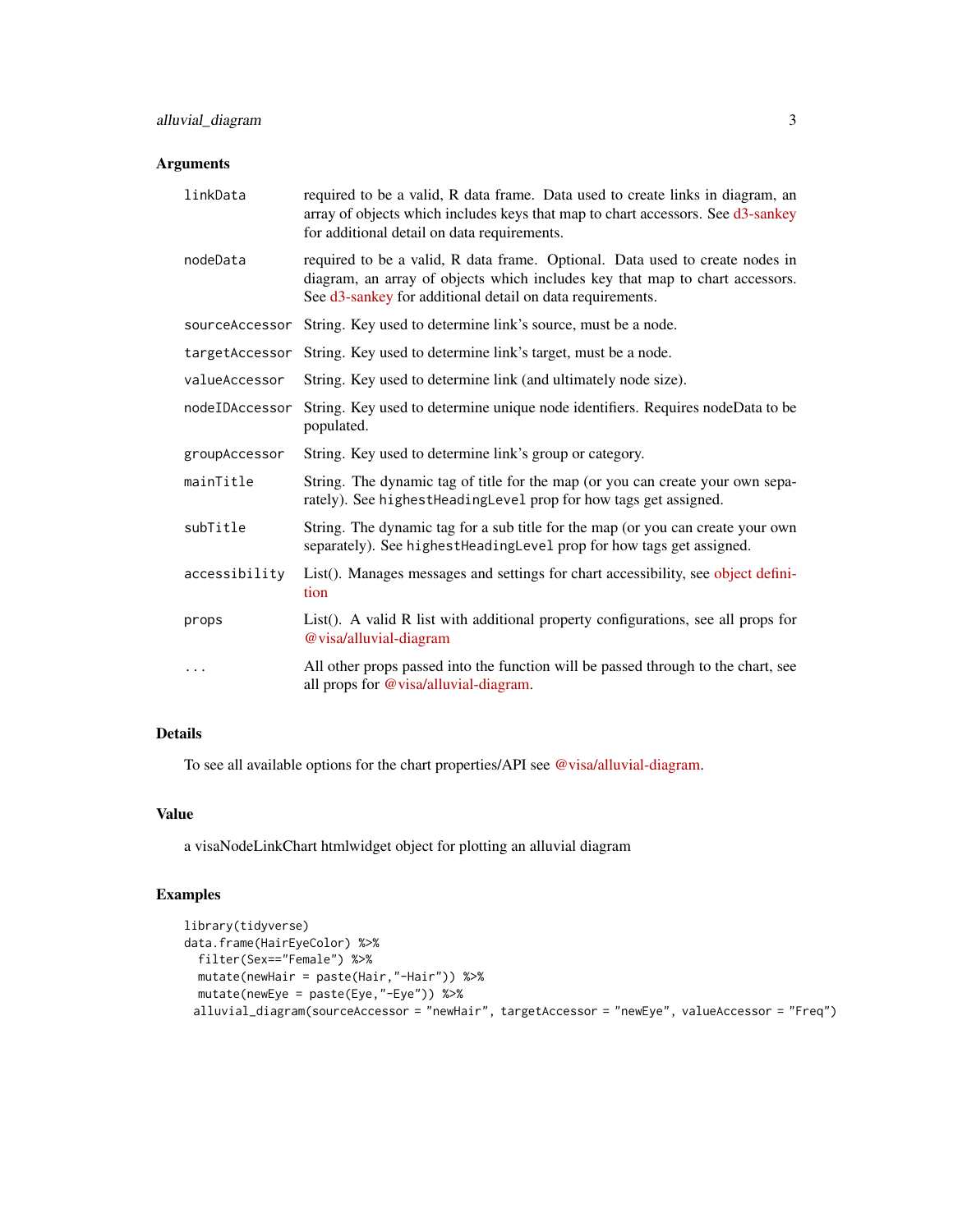## Arguments

| | |
|---|---|
| `linkData` | required to be a valid, R data frame. Data used to create links in diagram, an array of objects which includes keys that map to chart accessors. See d3-sankey for additional detail on data requirements. |
| `nodeData` | required to be a valid, R data frame. Optional. Data used to create nodes in diagram, an array of objects which includes key that map to chart accessors. See d3-sankey for additional detail on data requirements. |
| `sourceAccessor` | String. Key used to determine link's source, must be a node. |
| `targetAccessor` | String. Key used to determine link's target, must be a node. |
| `valueAccessor` | String. Key used to determine link (and ultimately node size). |
| `nodeIDAccessor` | String. Key used to determine unique node identifiers. Requires nodeData to be populated. |
| `groupAccessor` | String. Key used to determine link's group or category. |
| `mainTitle` | String. The dynamic tag of title for the map (or you can create your own separately). See `highestHeadingLevel` prop for how tags get assigned. |
| `subTitle` | String. The dynamic tag for a sub title for the map (or you can create your own separately). See `highestHeadingLevel` prop for how tags get assigned. |
| `accessibility` | List(). Manages messages and settings for chart accessibility, see object definition |
| `props` | List(). A valid R list with additional property configurations, see all props for @visa/alluvial-diagram |
| `...` | All other props passed into the function will be passed through to the chart, see all props for @visa/alluvial-diagram. |

## Details

To see all available options for the chart properties/API see @visa/alluvial-diagram.

## Value

a visaNodeLinkChart htmlwidget object for plotting an alluvial diagram

## Examples

```
library(tidyverse)
data.frame(HairEyeColor) %>%
  filter(Sex=="Female") %>%
  mutate(newHair = paste(Hair,"-Hair")) %>%
  mutate(newEye = paste(Eye,"-Eye")) %>%
 alluvial_diagram(sourceAccessor = "newHair", targetAccessor = "newEye", valueAccessor = "Freq")
```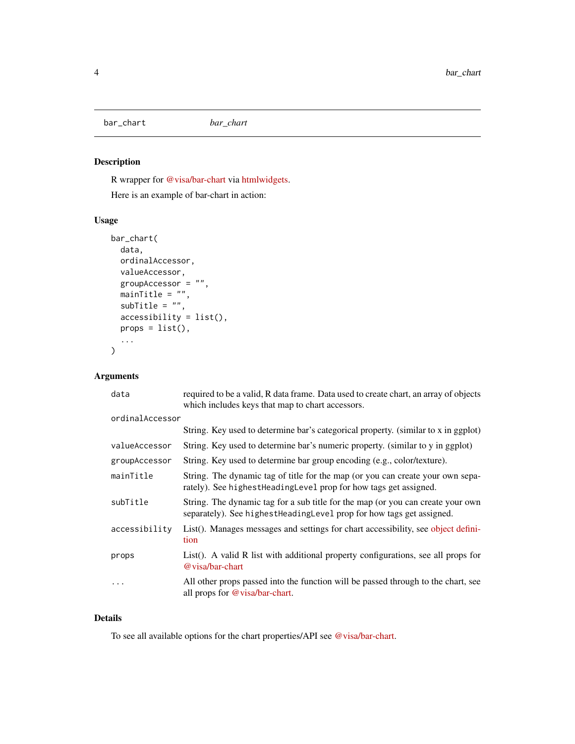bar_chart *bar_chart*

## Description

R wrapper for @visa/bar-chart via htmlwidgets.

Here is an example of bar-chart in action:

## Usage

```
bar_chart(
  data,
  ordinalAccessor,
  valueAccessor,
  groupAccessor = "",
  mainTitle = "",
  subTitle = "",
  accessibility = list(),
  props = list(),
  ...
)
```

## Arguments

| | |
|---|---|
| `data` | required to be a valid, R data frame. Data used to create chart, an array of objects which includes keys that map to chart accessors. |
| `ordinalAccessor` | String. Key used to determine bar's categorical property. (similar to x in ggplot) |
| `valueAccessor` | String. Key used to determine bar's numeric property. (similar to y in ggplot) |
| `groupAccessor` | String. Key used to determine bar group encoding (e.g., color/texture). |
| `mainTitle` | String. The dynamic tag of title for the map (or you can create your own separately). See `highestHeadingLevel` prop for how tags get assigned. |
| `subTitle` | String. The dynamic tag for a sub title for the map (or you can create your own separately). See `highestHeadingLevel` prop for how tags get assigned. |
| `accessibility` | List(). Manages messages and settings for chart accessibility, see object definition |
| `props` | List(). A valid R list with additional property configurations, see all props for @visa/bar-chart |
| `...` | All other props passed into the function will be passed through to the chart, see all props for @visa/bar-chart. |

## Details

To see all available options for the chart properties/API see @visa/bar-chart.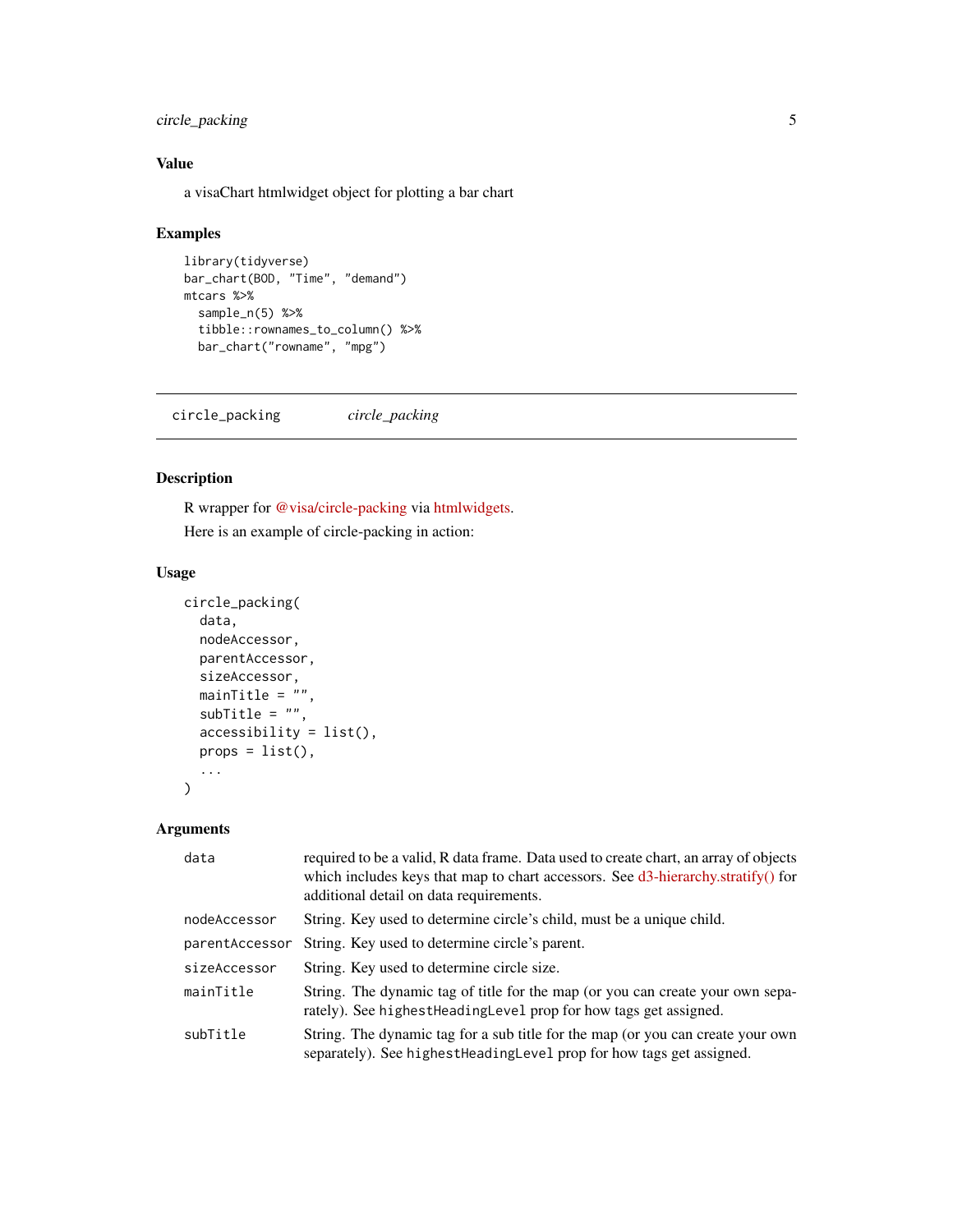### Value

a visaChart htmlwidget object for plotting a bar chart

### Examples

```
library(tidyverse)
bar_chart(BOD, "Time", "demand")
mtcars %>%
  sample_n(5) %>%
  tibble::rownames_to_column() %>%
  bar_chart("rowname", "mpg")
```

---

## circle_packing &nbsp;&nbsp;&nbsp; *circle_packing*

---

### Description

R wrapper for @visa/circle-packing via htmlwidgets.

Here is an example of circle-packing in action:

### Usage

```
circle_packing(
  data,
  nodeAccessor,
  parentAccessor,
  sizeAccessor,
  mainTitle = "",
  subTitle = "",
  accessibility = list(),
  props = list(),
  ...
)
```

### Arguments

| | |
|---|---|
| data | required to be a valid, R data frame. Data used to create chart, an array of objects which includes keys that map to chart accessors. See d3-hierarchy.stratify() for additional detail on data requirements. |
| nodeAccessor | String. Key used to determine circle's child, must be a unique child. |
| parentAccessor | String. Key used to determine circle's parent. |
| sizeAccessor | String. Key used to determine circle size. |
| mainTitle | String. The dynamic tag of title for the map (or you can create your own separately). See `highestHeadingLevel` prop for how tags get assigned. |
| subTitle | String. The dynamic tag for a sub title for the map (or you can create your own separately). See `highestHeadingLevel` prop for how tags get assigned. |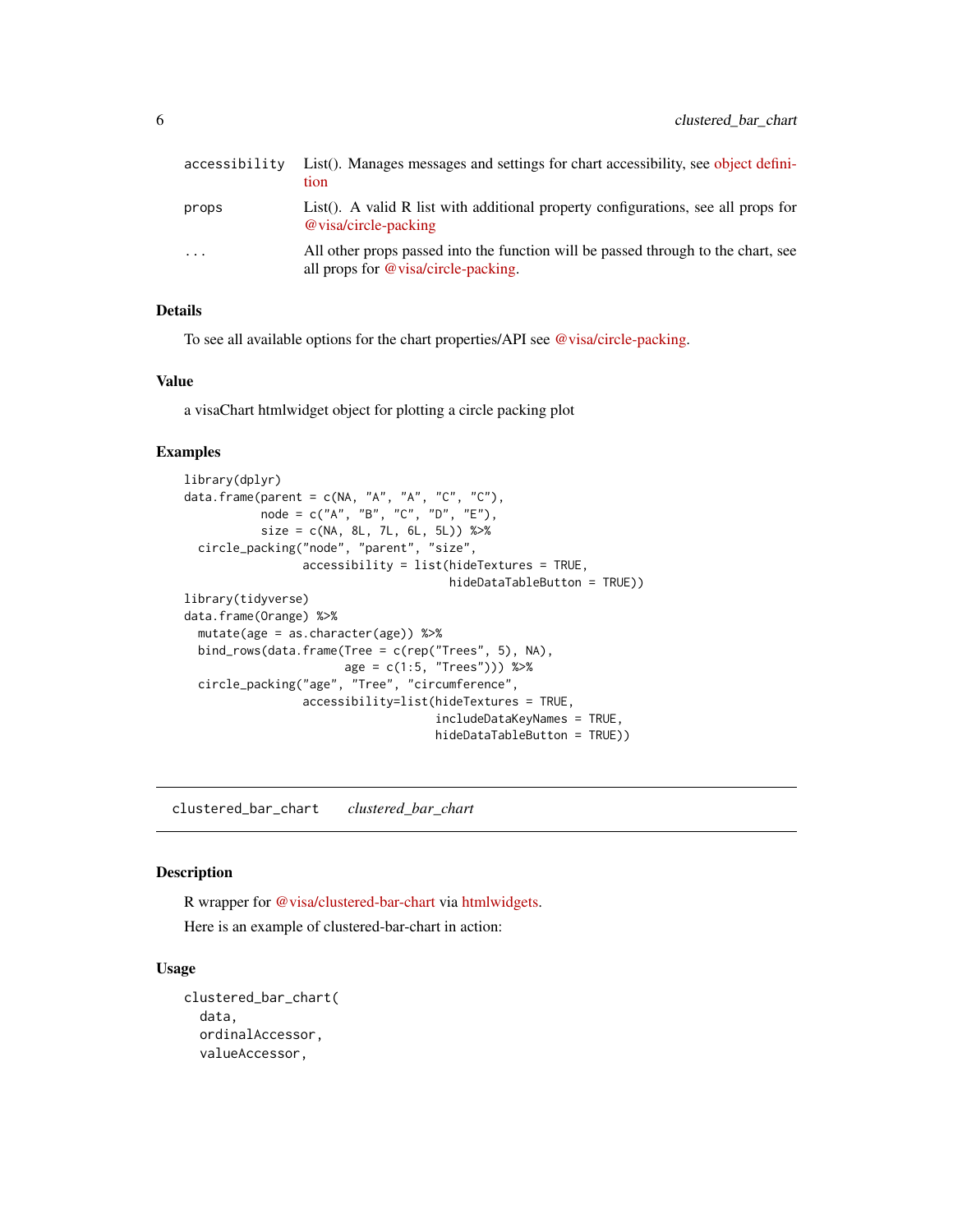| | |
|---|---|
| accessibility | List(). Manages messages and settings for chart accessibility, see object definition |
| props | List(). A valid R list with additional property configurations, see all props for @visa/circle-packing |
| ... | All other props passed into the function will be passed through to the chart, see all props for @visa/circle-packing. |

### Details

To see all available options for the chart properties/API see @visa/circle-packing.

### Value

a visaChart htmlwidget object for plotting a circle packing plot

### Examples

```
library(dplyr)
data.frame(parent = c(NA, "A", "A", "C", "C"),
           node = c("A", "B", "C", "D", "E"),
           size = c(NA, 8L, 7L, 6L, 5L)) %>%
  circle_packing("node", "parent", "size",
                 accessibility = list(hideTextures = TRUE,
                                      hideDataTableButton = TRUE))
library(tidyverse)
data.frame(Orange) %>%
  mutate(age = as.character(age)) %>%
  bind_rows(data.frame(Tree = c(rep("Trees", 5), NA),
                       age = c(1:5, "Trees"))) %>%
  circle_packing("age", "Tree", "circumference",
                 accessibility=list(hideTextures = TRUE,
                                    includeDataKeyNames = TRUE,
                                    hideDataTableButton = TRUE))
```

## clustered_bar_chart    *clustered_bar_chart*

### Description

R wrapper for @visa/clustered-bar-chart via htmlwidgets.

Here is an example of clustered-bar-chart in action:

### Usage

```
clustered_bar_chart(
  data,
  ordinalAccessor,
  valueAccessor,
```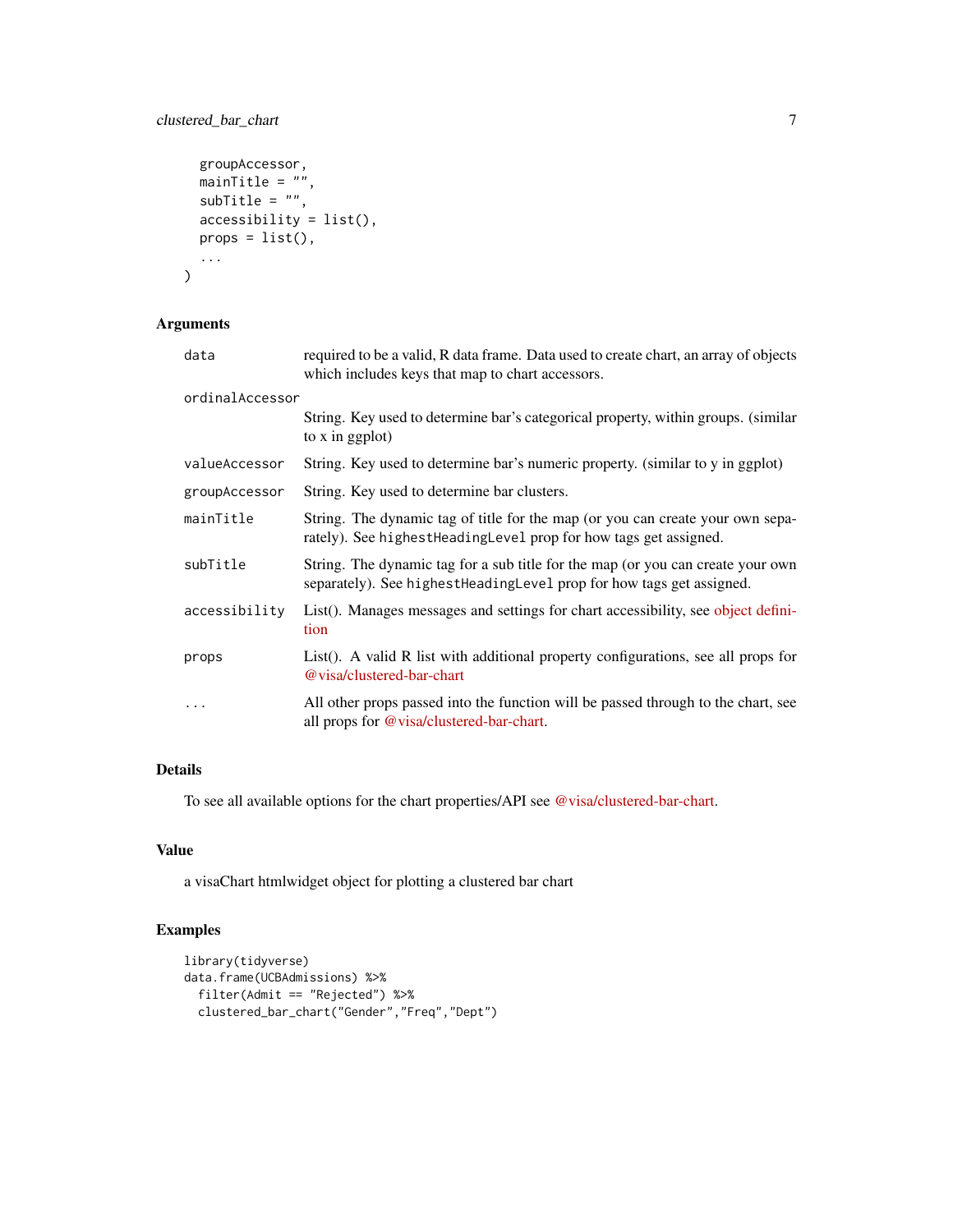```
  groupAccessor,
  mainTitle = "",
  subTitle = "",
  accessibility = list(),
  props = list(),
  ...
)
```

## Arguments

| | |
|---|---|
| `data` | required to be a valid, R data frame. Data used to create chart, an array of objects which includes keys that map to chart accessors. |
| `ordinalAccessor` | String. Key used to determine bar's categorical property, within groups. (similar to x in ggplot) |
| `valueAccessor` | String. Key used to determine bar's numeric property. (similar to y in ggplot) |
| `groupAccessor` | String. Key used to determine bar clusters. |
| `mainTitle` | String. The dynamic tag of title for the map (or you can create your own separately). See `highestHeadingLevel` prop for how tags get assigned. |
| `subTitle` | String. The dynamic tag for a sub title for the map (or you can create your own separately). See `highestHeadingLevel` prop for how tags get assigned. |
| `accessibility` | List(). Manages messages and settings for chart accessibility, see object definition |
| `props` | List(). A valid R list with additional property configurations, see all props for @visa/clustered-bar-chart |
| `...` | All other props passed into the function will be passed through to the chart, see all props for @visa/clustered-bar-chart. |

## Details

To see all available options for the chart properties/API see @visa/clustered-bar-chart.

## Value

a visaChart htmlwidget object for plotting a clustered bar chart

## Examples

```
library(tidyverse)
data.frame(UCBAdmissions) %>%
  filter(Admit == "Rejected") %>%
  clustered_bar_chart("Gender","Freq","Dept")
```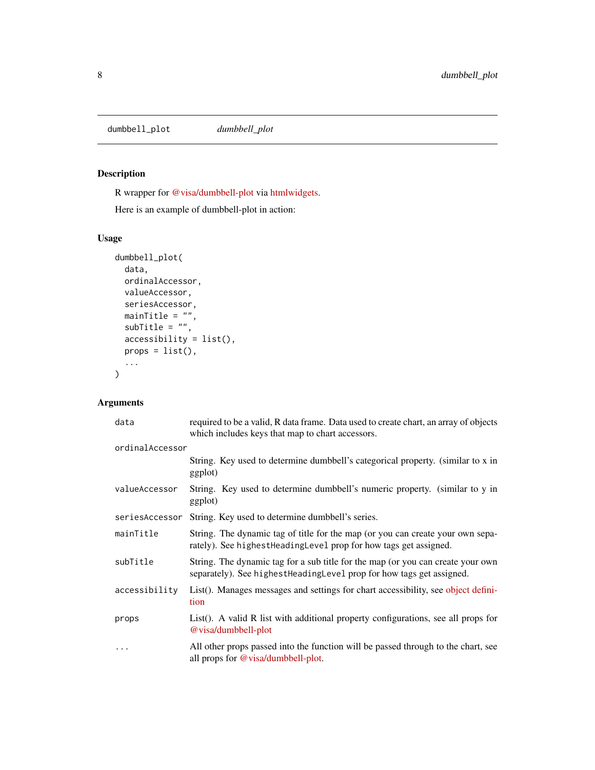dumbbell_plot *dumbbell_plot*

## Description

R wrapper for @visa/dumbbell-plot via htmlwidgets.

Here is an example of dumbbell-plot in action:

## Usage

```
dumbbell_plot(
  data,
  ordinalAccessor,
  valueAccessor,
  seriesAccessor,
  mainTitle = "",
  subTitle = "",
  accessibility = list(),
  props = list(),
  ...
)
```

## Arguments

| Argument | Description |
|---|---|
| `data` | required to be a valid, R data frame. Data used to create chart, an array of objects which includes keys that map to chart accessors. |
| `ordinalAccessor` | String. Key used to determine dumbbell's categorical property. (similar to x in ggplot) |
| `valueAccessor` | String. Key used to determine dumbbell's numeric property. (similar to y in ggplot) |
| `seriesAccessor` | String. Key used to determine dumbbell's series. |
| `mainTitle` | String. The dynamic tag of title for the map (or you can create your own separately). See `highestHeadingLevel` prop for how tags get assigned. |
| `subTitle` | String. The dynamic tag for a sub title for the map (or you can create your own separately). See `highestHeadingLevel` prop for how tags get assigned. |
| `accessibility` | List(). Manages messages and settings for chart accessibility, see object definition |
| `props` | List(). A valid R list with additional property configurations, see all props for @visa/dumbbell-plot |
| `...` | All other props passed into the function will be passed through to the chart, see all props for @visa/dumbbell-plot. |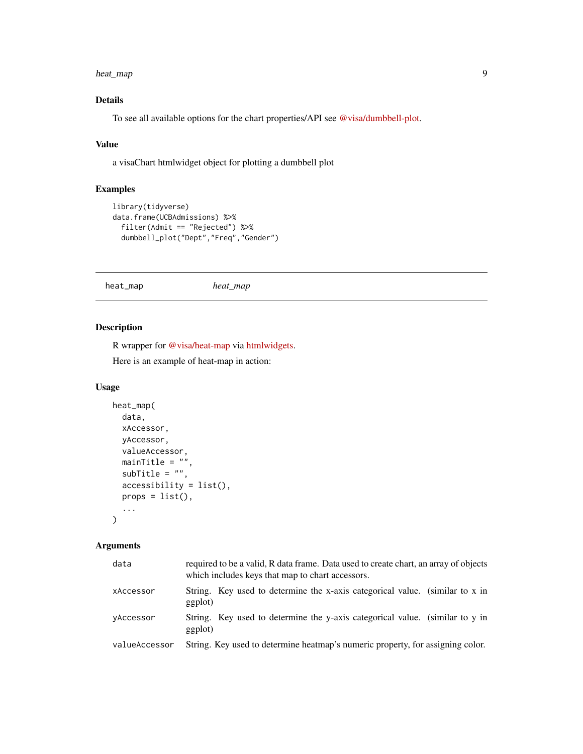## Details

To see all available options for the chart properties/API see @visa/dumbbell-plot.

## Value

a visaChart htmlwidget object for plotting a dumbbell plot

## Examples

```
library(tidyverse)
data.frame(UCBAdmissions) %>%
  filter(Admit == "Rejected") %>%
  dumbbell_plot("Dept","Freq","Gender")
```

---

# heat_map — *heat_map*

---

## Description

R wrapper for @visa/heat-map via htmlwidgets.

Here is an example of heat-map in action:

## Usage

```
heat_map(
  data,
  xAccessor,
  yAccessor,
  valueAccessor,
  mainTitle = "",
  subTitle = "",
  accessibility = list(),
  props = list(),
  ...
)
```

## Arguments

| | |
|---|---|
| data | required to be a valid, R data frame. Data used to create chart, an array of objects which includes keys that map to chart accessors. |
| xAccessor | String. Key used to determine the x-axis categorical value. (similar to x in ggplot) |
| yAccessor | String. Key used to determine the y-axis categorical value. (similar to y in ggplot) |
| valueAccessor | String. Key used to determine heatmap's numeric property, for assigning color. |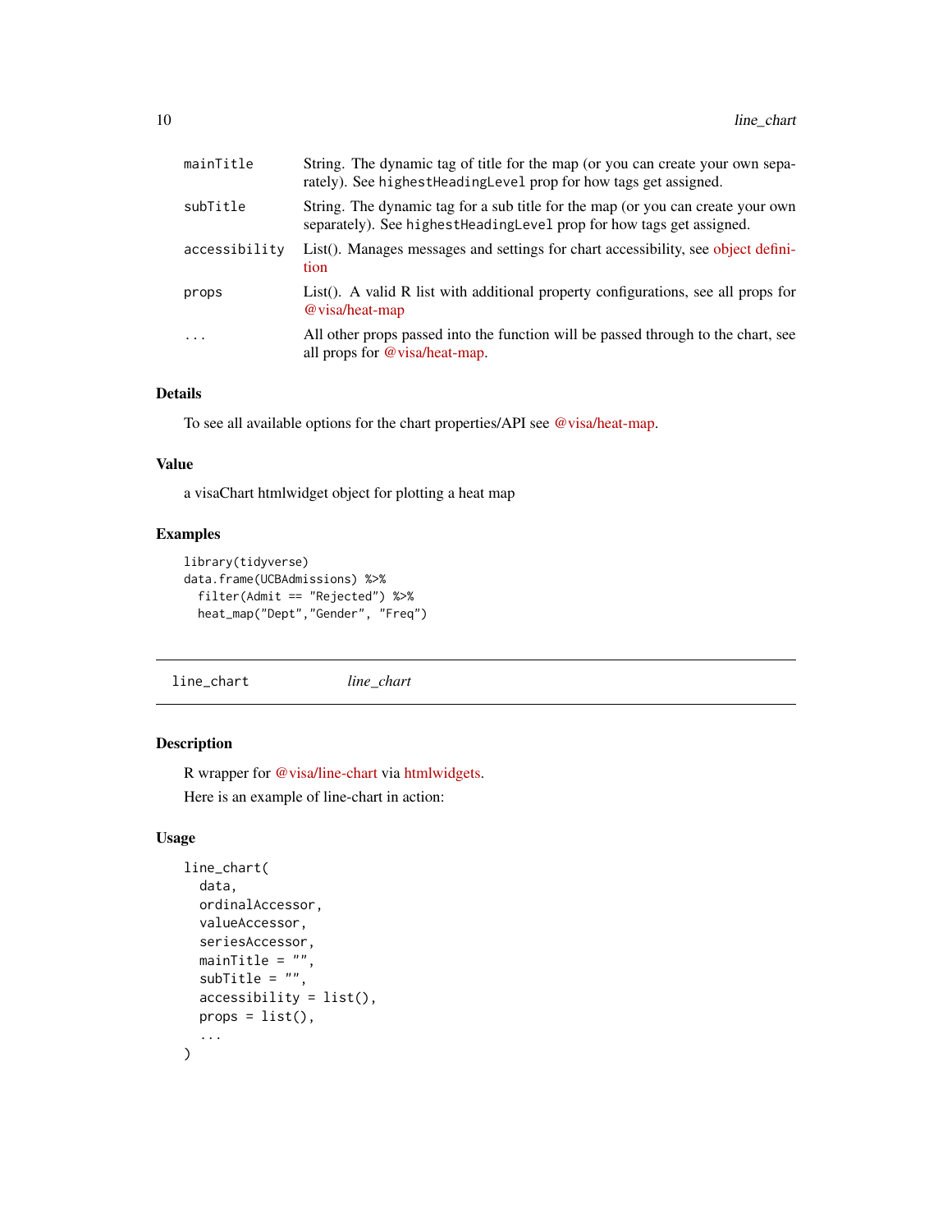| | |
|---|---|
| mainTitle | String. The dynamic tag of title for the map (or you can create your own separately). See highestHeadingLevel prop for how tags get assigned. |
| subTitle | String. The dynamic tag for a sub title for the map (or you can create your own separately). See highestHeadingLevel prop for how tags get assigned. |
| accessibility | List(). Manages messages and settings for chart accessibility, see object definition |
| props | List(). A valid R list with additional property configurations, see all props for @visa/heat-map |
| ... | All other props passed into the function will be passed through to the chart, see all props for @visa/heat-map. |

### Details

To see all available options for the chart properties/API see @visa/heat-map.

### Value

a visaChart htmlwidget object for plotting a heat map

### Examples

```
library(tidyverse)
data.frame(UCBAdmissions) %>%
  filter(Admit == "Rejected") %>%
  heat_map("Dept","Gender", "Freq")
```

---

## line_chart *line_chart*

---

### Description

R wrapper for @visa/line-chart via htmlwidgets.

Here is an example of line-chart in action:

### Usage

```
line_chart(
  data,
  ordinalAccessor,
  valueAccessor,
  seriesAccessor,
  mainTitle = "",
  subTitle = "",
  accessibility = list(),
  props = list(),
  ...
)
```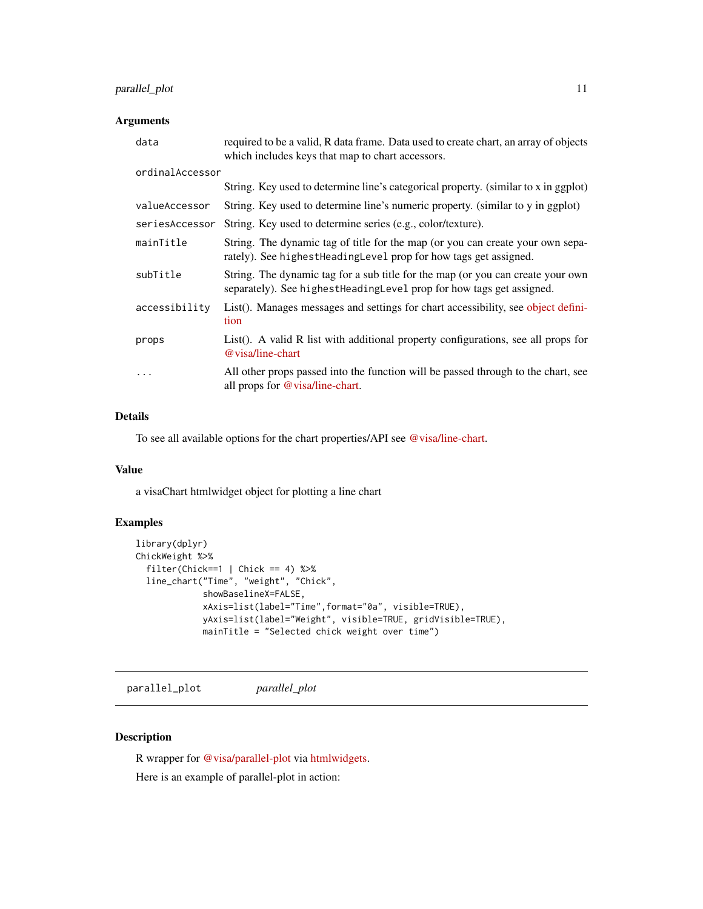## Arguments

| | |
|---|---|
| `data` | required to be a valid, R data frame. Data used to create chart, an array of objects which includes keys that map to chart accessors. |
| `ordinalAccessor` | String. Key used to determine line's categorical property. (similar to x in ggplot) |
| `valueAccessor` | String. Key used to determine line's numeric property. (similar to y in ggplot) |
| `seriesAccessor` | String. Key used to determine series (e.g., color/texture). |
| `mainTitle` | String. The dynamic tag of title for the map (or you can create your own separately). See `highestHeadingLevel` prop for how tags get assigned. |
| `subTitle` | String. The dynamic tag for a sub title for the map (or you can create your own separately). See `highestHeadingLevel` prop for how tags get assigned. |
| `accessibility` | List(). Manages messages and settings for chart accessibility, see object definition |
| `props` | List(). A valid R list with additional property configurations, see all props for @visa/line-chart |
| `...` | All other props passed into the function will be passed through to the chart, see all props for @visa/line-chart. |

## Details

To see all available options for the chart properties/API see @visa/line-chart.

## Value

a visaChart htmlwidget object for plotting a line chart

## Examples

```
library(dplyr)
ChickWeight %>%
  filter(Chick==1 | Chick == 4) %>%
  line_chart("Time", "weight", "Chick",
             showBaselineX=FALSE,
             xAxis=list(label="Time",format="0a", visible=TRUE),
             yAxis=list(label="Weight", visible=TRUE, gridVisible=TRUE),
             mainTitle = "Selected chick weight over time")
```

---

# parallel_plot    *parallel_plot*

## Description

R wrapper for @visa/parallel-plot via htmlwidgets.

Here is an example of parallel-plot in action: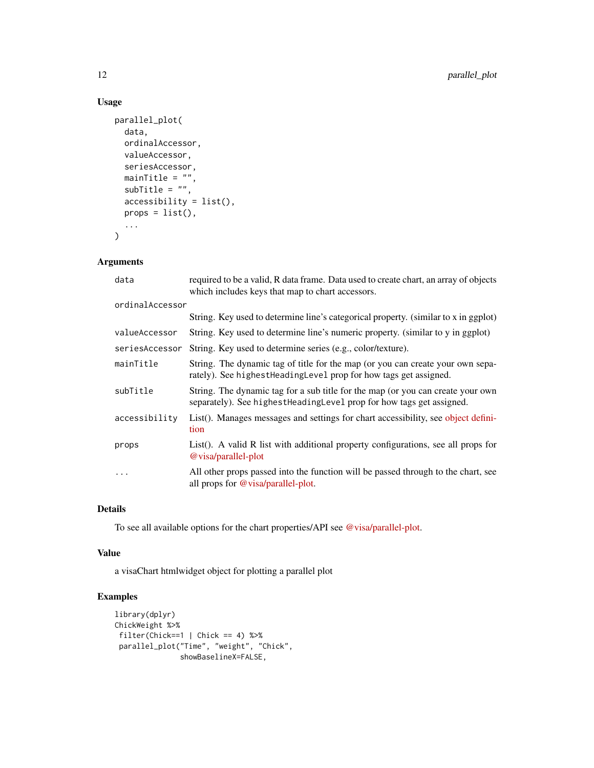## Usage

```
parallel_plot(
  data,
  ordinalAccessor,
  valueAccessor,
  seriesAccessor,
  mainTitle = "",
  subTitle = "",
  accessibility = list(),
  props = list(),
  ...
)
```

## Arguments

| | |
|---|---|
| `data` | required to be a valid, R data frame. Data used to create chart, an array of objects which includes keys that map to chart accessors. |
| `ordinalAccessor` | String. Key used to determine line's categorical property. (similar to x in ggplot) |
| `valueAccessor` | String. Key used to determine line's numeric property. (similar to y in ggplot) |
| `seriesAccessor` | String. Key used to determine series (e.g., color/texture). |
| `mainTitle` | String. The dynamic tag of title for the map (or you can create your own separately). See `highestHeadingLevel` prop for how tags get assigned. |
| `subTitle` | String. The dynamic tag for a sub title for the map (or you can create your own separately). See `highestHeadingLevel` prop for how tags get assigned. |
| `accessibility` | List(). Manages messages and settings for chart accessibility, see object definition |
| `props` | List(). A valid R list with additional property configurations, see all props for @visa/parallel-plot |
| `...` | All other props passed into the function will be passed through to the chart, see all props for @visa/parallel-plot. |

## Details

To see all available options for the chart properties/API see @visa/parallel-plot.

## Value

a visaChart htmlwidget object for plotting a parallel plot

## Examples

```
library(dplyr)
ChickWeight %>%
 filter(Chick==1 | Chick == 4) %>%
 parallel_plot("Time", "weight", "Chick",
              showBaselineX=FALSE,
```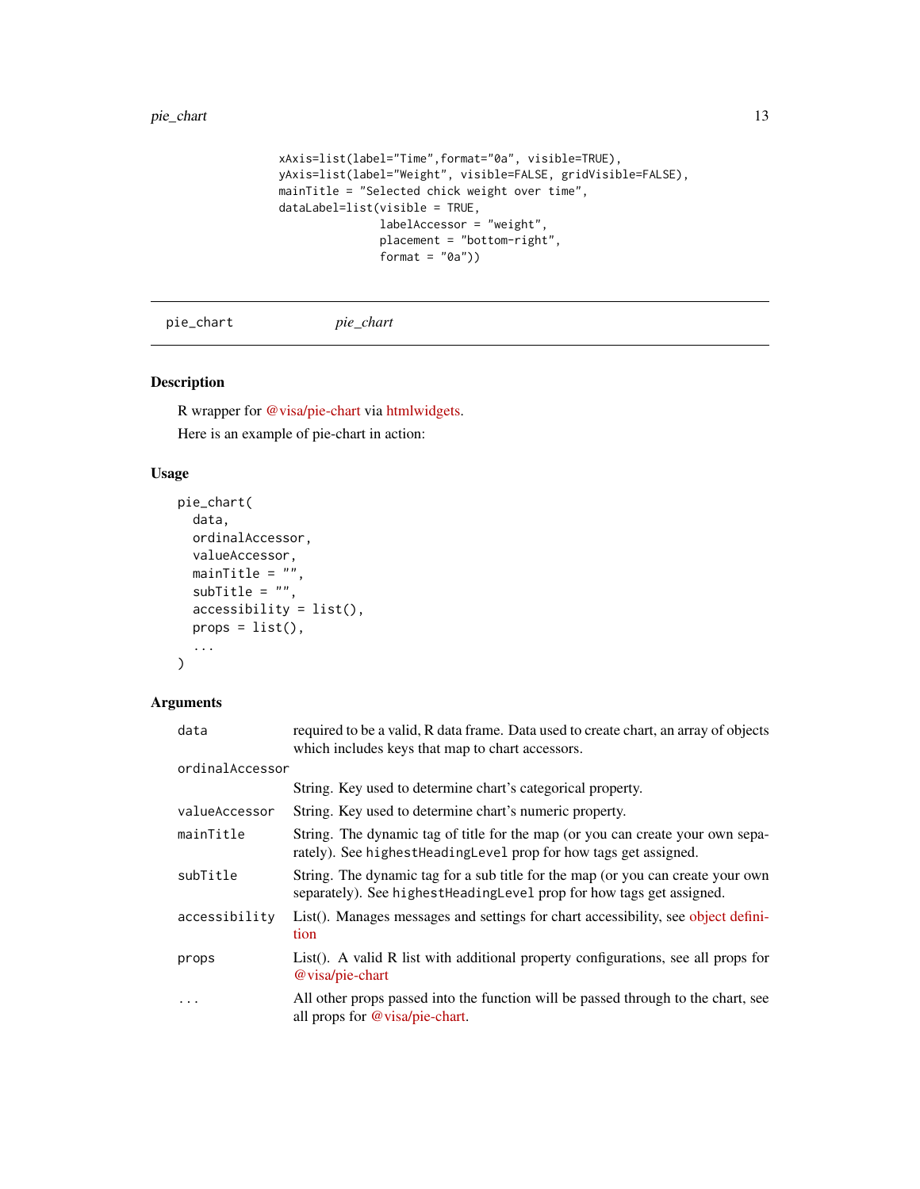```
xAxis=list(label="Time",format="0a", visible=TRUE),
yAxis=list(label="Weight", visible=FALSE, gridVisible=FALSE),
mainTitle = "Selected chick weight over time",
dataLabel=list(visible = TRUE,
               labelAccessor = "weight",
               placement = "bottom-right",
               format = "0a"))
```

---

pie_chart *pie_chart*

---

### Description

R wrapper for @visa/pie-chart via htmlwidgets.

Here is an example of pie-chart in action:

### Usage

```
pie_chart(
  data,
  ordinalAccessor,
  valueAccessor,
  mainTitle = "",
  subTitle = "",
  accessibility = list(),
  props = list(),
  ...
)
```

### Arguments

| | |
|---|---|
| data | required to be a valid, R data frame. Data used to create chart, an array of objects which includes keys that map to chart accessors. |
| ordinalAccessor | String. Key used to determine chart's categorical property. |
| valueAccessor | String. Key used to determine chart's numeric property. |
| mainTitle | String. The dynamic tag of title for the map (or you can create your own separately). See highestHeadingLevel prop for how tags get assigned. |
| subTitle | String. The dynamic tag for a sub title for the map (or you can create your own separately). See highestHeadingLevel prop for how tags get assigned. |
| accessibility | List(). Manages messages and settings for chart accessibility, see object definition |
| props | List(). A valid R list with additional property configurations, see all props for @visa/pie-chart |
| ... | All other props passed into the function will be passed through to the chart, see all props for @visa/pie-chart. |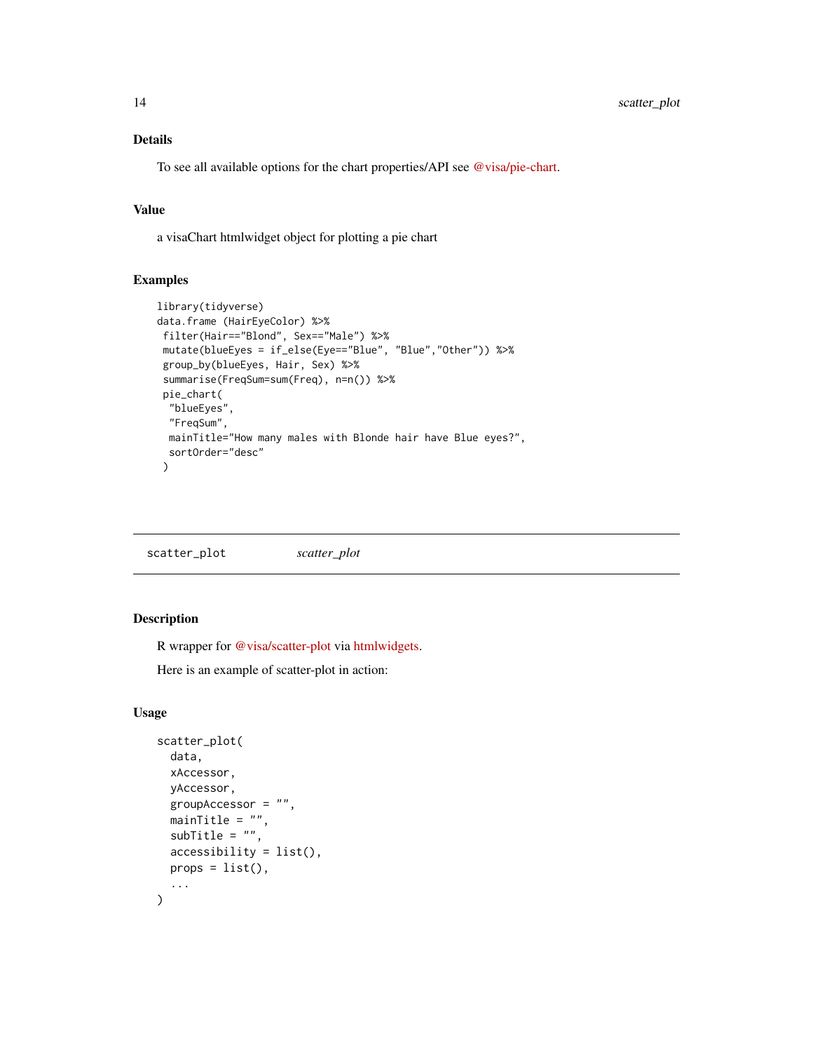## Details

To see all available options for the chart properties/API see @visa/pie-chart.

## Value

a visaChart htmlwidget object for plotting a pie chart

## Examples

```
library(tidyverse)
data.frame (HairEyeColor) %>%
 filter(Hair=="Blond", Sex=="Male") %>%
 mutate(blueEyes = if_else(Eye=="Blue", "Blue","Other")) %>%
 group_by(blueEyes, Hair, Sex) %>%
 summarise(FreqSum=sum(Freq), n=n()) %>%
 pie_chart(
  "blueEyes",
  "FreqSum",
  mainTitle="How many males with Blonde hair have Blue eyes?",
  sortOrder="desc"
 )
```

---

# scatter_plot *scatter_plot*

---

## Description

R wrapper for @visa/scatter-plot via htmlwidgets.

Here is an example of scatter-plot in action:

## Usage

```
scatter_plot(
  data,
  xAccessor,
  yAccessor,
  groupAccessor = "",
  mainTitle = "",
  subTitle = "",
  accessibility = list(),
  props = list(),
  ...
)
```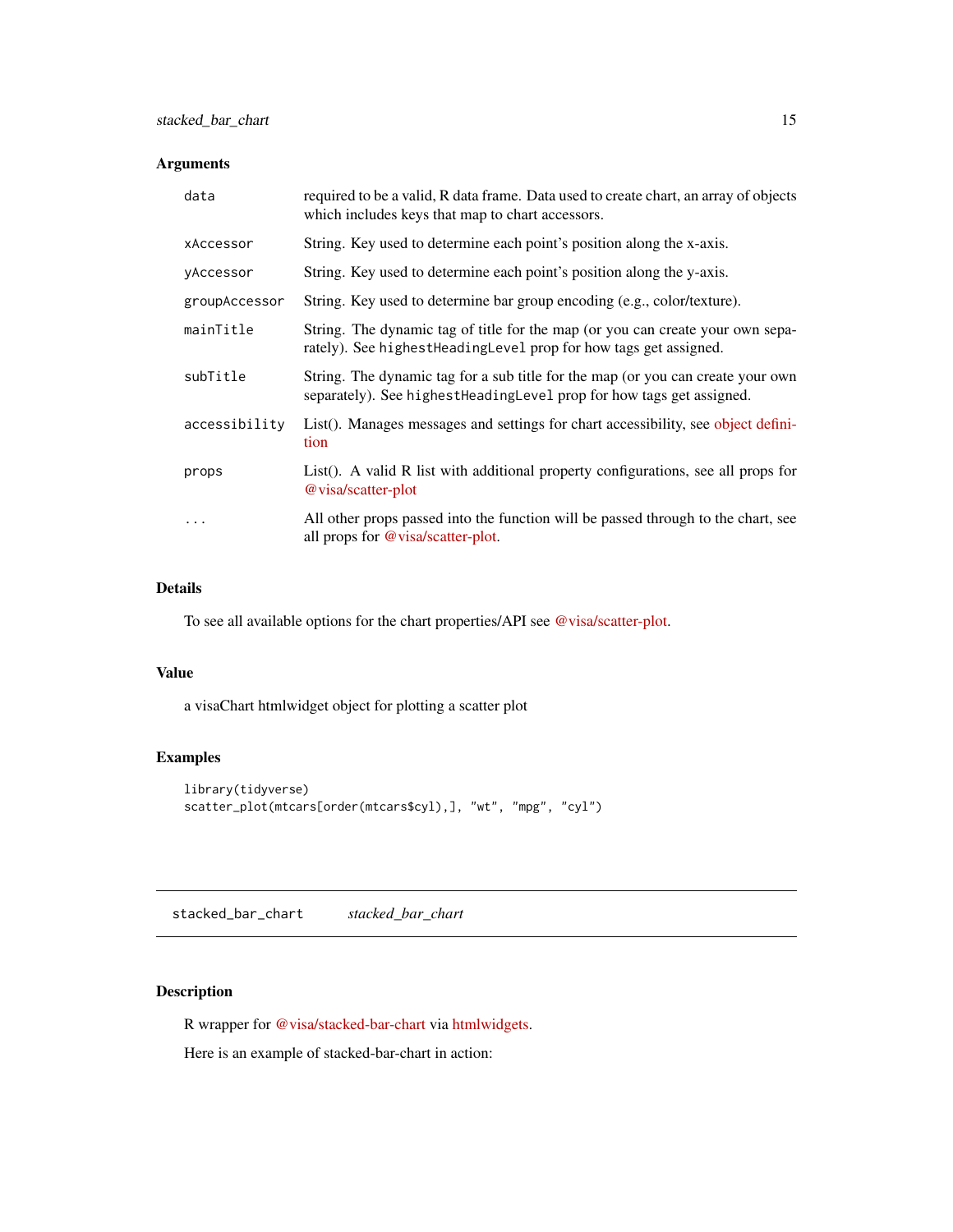## Arguments

| | |
|---|---|
| `data` | required to be a valid, R data frame. Data used to create chart, an array of objects which includes keys that map to chart accessors. |
| `xAccessor` | String. Key used to determine each point's position along the x-axis. |
| `yAccessor` | String. Key used to determine each point's position along the y-axis. |
| `groupAccessor` | String. Key used to determine bar group encoding (e.g., color/texture). |
| `mainTitle` | String. The dynamic tag of title for the map (or you can create your own separately). See `highestHeadingLevel` prop for how tags get assigned. |
| `subTitle` | String. The dynamic tag for a sub title for the map (or you can create your own separately). See `highestHeadingLevel` prop for how tags get assigned. |
| `accessibility` | List(). Manages messages and settings for chart accessibility, see object definition |
| `props` | List(). A valid R list with additional property configurations, see all props for @visa/scatter-plot |
| `...` | All other props passed into the function will be passed through to the chart, see all props for @visa/scatter-plot. |

## Details

To see all available options for the chart properties/API see @visa/scatter-plot.

## Value

a visaChart htmlwidget object for plotting a scatter plot

## Examples

```
library(tidyverse)
scatter_plot(mtcars[order(mtcars$cyl),], "wt", "mpg", "cyl")
```

---

# stacked_bar_chart    *stacked_bar_chart*

---

## Description

R wrapper for @visa/stacked-bar-chart via htmlwidgets.

Here is an example of stacked-bar-chart in action: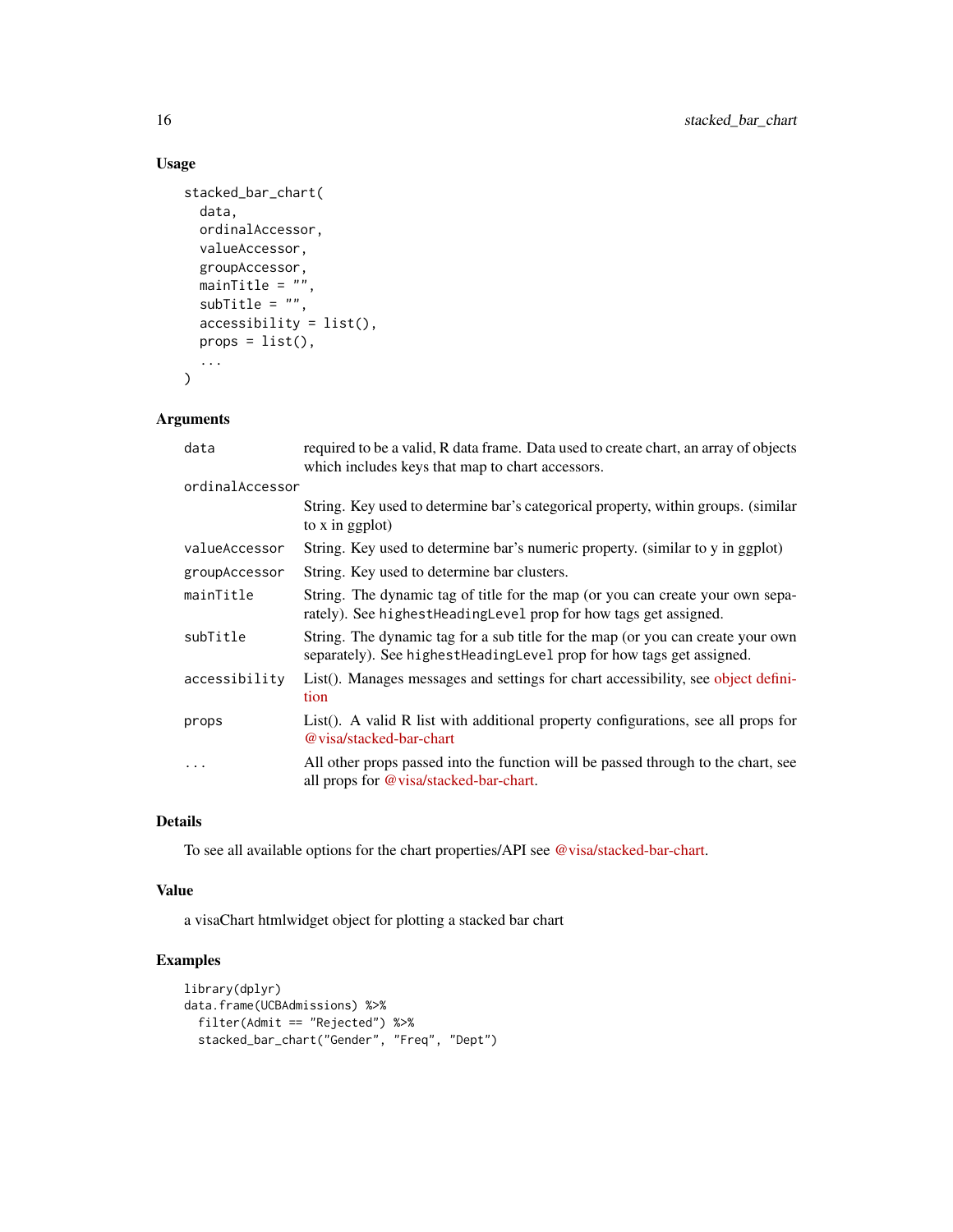### Usage

```
stacked_bar_chart(
  data,
  ordinalAccessor,
  valueAccessor,
  groupAccessor,
  mainTitle = "",
  subTitle = "",
  accessibility = list(),
  props = list(),
  ...
)
```

### Arguments

| | |
|---|---|
| data | required to be a valid, R data frame. Data used to create chart, an array of objects which includes keys that map to chart accessors. |
| ordinalAccessor | String. Key used to determine bar's categorical property, within groups. (similar to x in ggplot) |
| valueAccessor | String. Key used to determine bar's numeric property. (similar to y in ggplot) |
| groupAccessor | String. Key used to determine bar clusters. |
| mainTitle | String. The dynamic tag of title for the map (or you can create your own separately). See `highestHeadingLevel` prop for how tags get assigned. |
| subTitle | String. The dynamic tag for a sub title for the map (or you can create your own separately). See `highestHeadingLevel` prop for how tags get assigned. |
| accessibility | List(). Manages messages and settings for chart accessibility, see object definition |
| props | List(). A valid R list with additional property configurations, see all props for @visa/stacked-bar-chart |
| ... | All other props passed into the function will be passed through to the chart, see all props for @visa/stacked-bar-chart. |

### Details

To see all available options for the chart properties/API see @visa/stacked-bar-chart.

### Value

a visaChart htmlwidget object for plotting a stacked bar chart

### Examples

```
library(dplyr)
data.frame(UCBAdmissions) %>%
  filter(Admit == "Rejected") %>%
  stacked_bar_chart("Gender", "Freq", "Dept")
```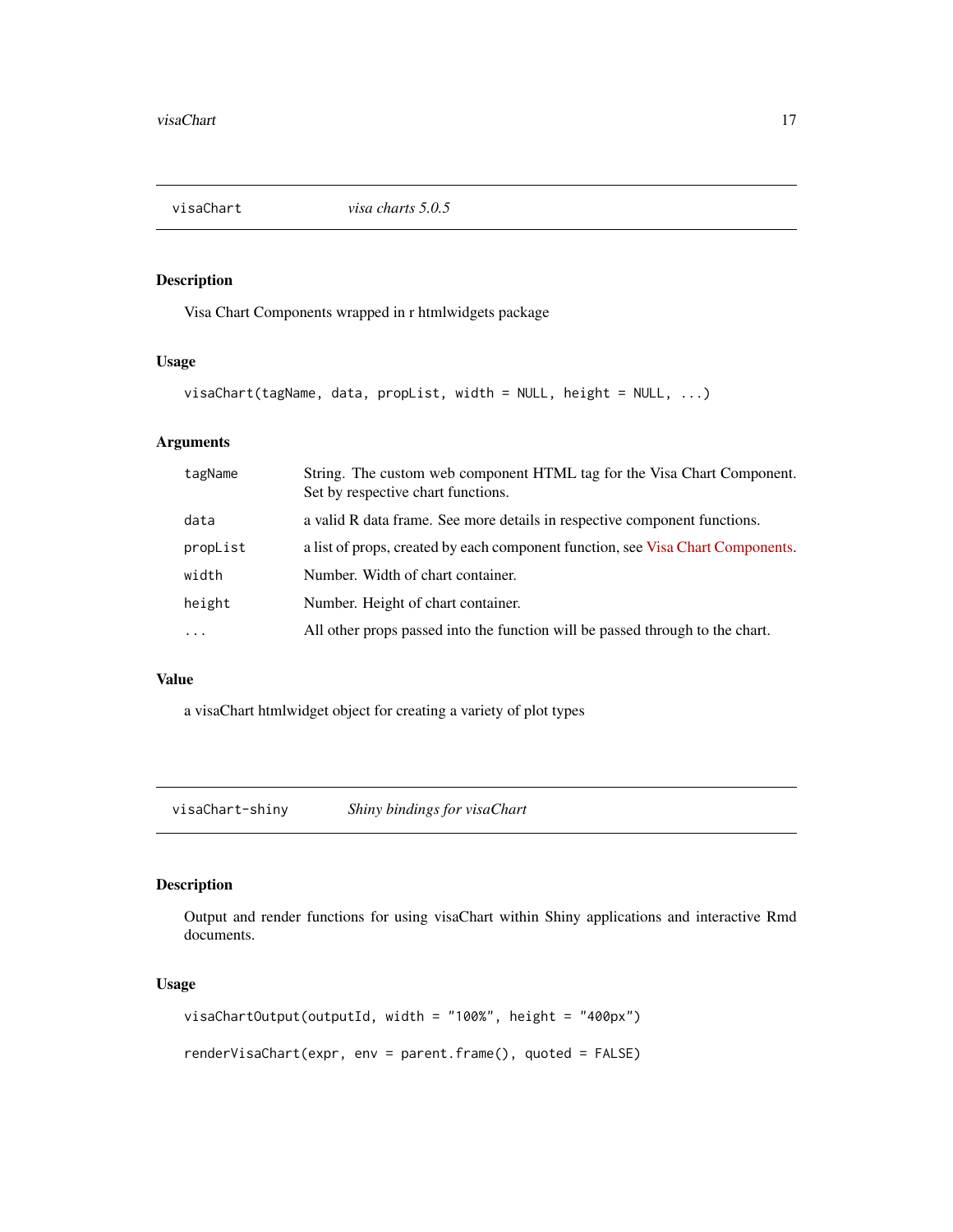## visaChart — *visa charts 5.0.5*

### Description

Visa Chart Components wrapped in r htmlwidgets package

### Usage

```
visaChart(tagName, data, propList, width = NULL, height = NULL, ...)
```

### Arguments

| Argument | Description |
|---|---|
| `tagName` | String. The custom web component HTML tag for the Visa Chart Component. Set by respective chart functions. |
| `data` | a valid R data frame. See more details in respective component functions. |
| `propList` | a list of props, created by each component function, see Visa Chart Components. |
| `width` | Number. Width of chart container. |
| `height` | Number. Height of chart container. |
| `...` | All other props passed into the function will be passed through to the chart. |

### Value

a visaChart htmlwidget object for creating a variety of plot types

## visaChart-shiny — *Shiny bindings for visaChart*

### Description

Output and render functions for using visaChart within Shiny applications and interactive Rmd documents.

### Usage

```
visaChartOutput(outputId, width = "100%", height = "400px")

renderVisaChart(expr, env = parent.frame(), quoted = FALSE)
```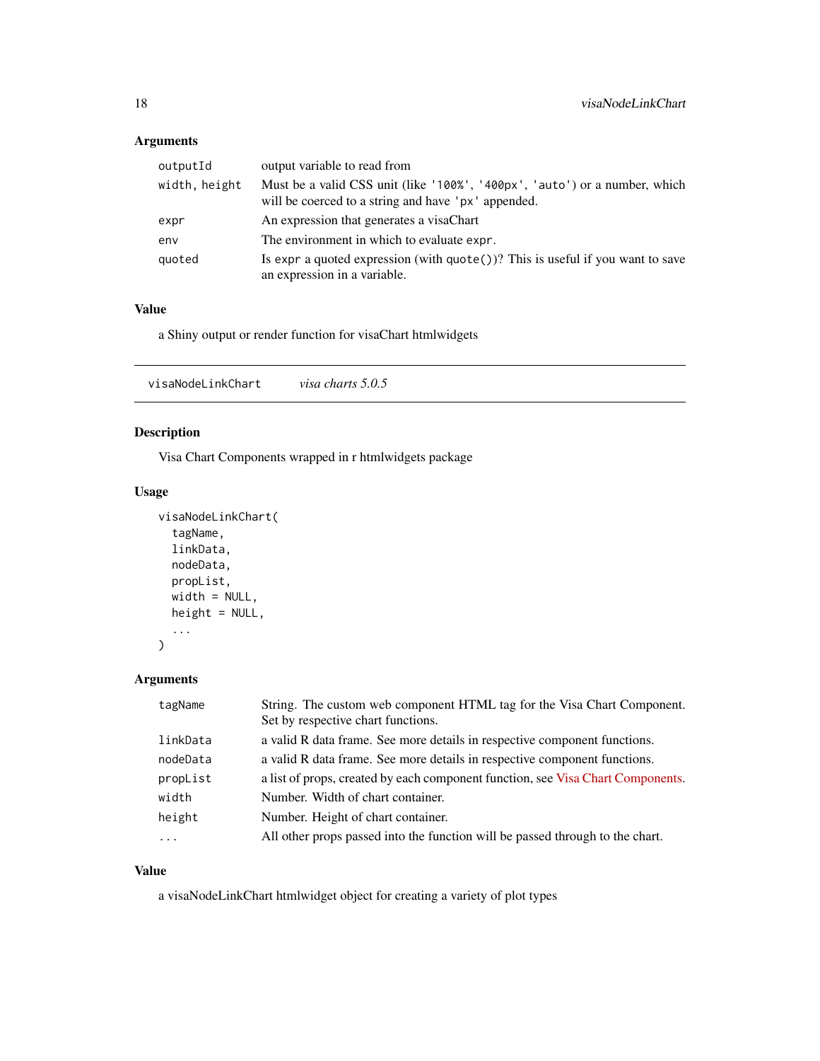### Arguments

| | |
|---|---|
| `outputId` | output variable to read from |
| `width, height` | Must be a valid CSS unit (like `'100%'`, `'400px'`, `'auto'`) or a number, which will be coerced to a string and have `'px'` appended. |
| `expr` | An expression that generates a visaChart |
| `env` | The environment in which to evaluate `expr`. |
| `quoted` | Is `expr` a quoted expression (with `quote()`)? This is useful if you want to save an expression in a variable. |

### Value

a Shiny output or render function for visaChart htmlwidgets

---

## `visaNodeLinkChart` *visa charts 5.0.5*

---

### Description

Visa Chart Components wrapped in r htmlwidgets package

### Usage

```
visaNodeLinkChart(
  tagName,
  linkData,
  nodeData,
  propList,
  width = NULL,
  height = NULL,
  ...
)
```

### Arguments

| | |
|---|---|
| `tagName` | String. The custom web component HTML tag for the Visa Chart Component. Set by respective chart functions. |
| `linkData` | a valid R data frame. See more details in respective component functions. |
| `nodeData` | a valid R data frame. See more details in respective component functions. |
| `propList` | a list of props, created by each component function, see Visa Chart Components. |
| `width` | Number. Width of chart container. |
| `height` | Number. Height of chart container. |
| `...` | All other props passed into the function will be passed through to the chart. |

### Value

a visaNodeLinkChart htmlwidget object for creating a variety of plot types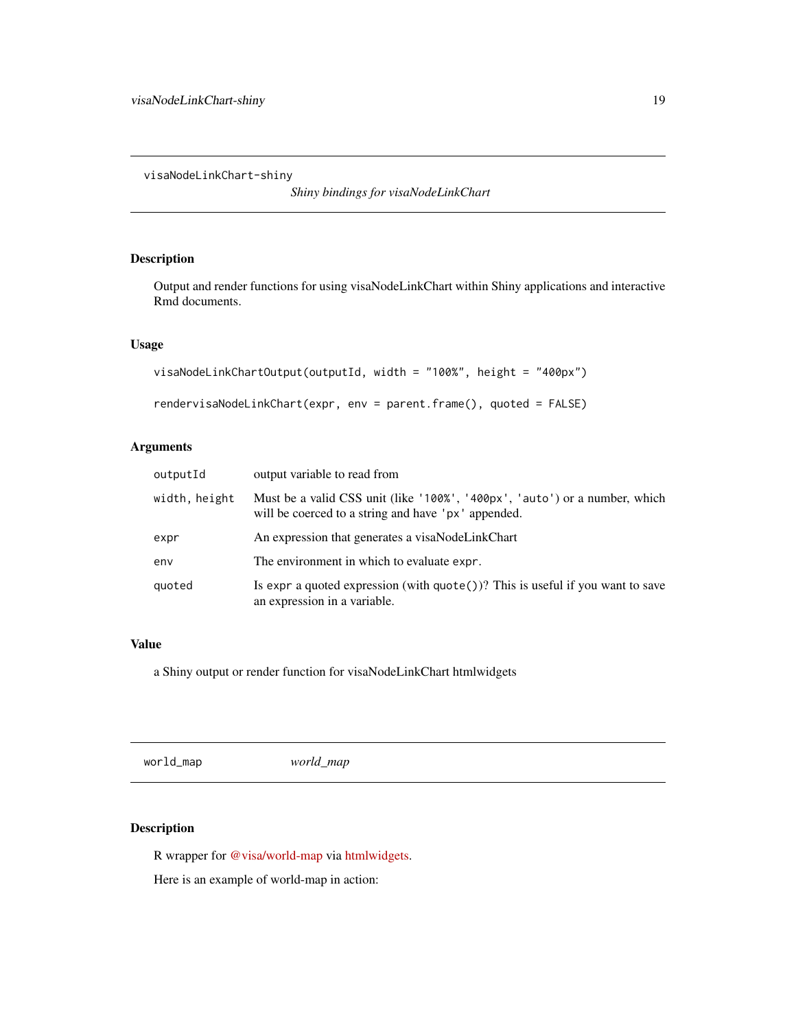## visaNodeLinkChart-shiny

*Shiny bindings for visaNodeLinkChart*

### Description

Output and render functions for using visaNodeLinkChart within Shiny applications and interactive Rmd documents.

### Usage

```
visaNodeLinkChartOutput(outputId, width = "100%", height = "400px")

rendervisaNodeLinkChart(expr, env = parent.frame(), quoted = FALSE)
```

### Arguments

| Argument | Description |
|---|---|
| outputId | output variable to read from |
| width, height | Must be a valid CSS unit (like '100%', '400px', 'auto') or a number, which will be coerced to a string and have 'px' appended. |
| expr | An expression that generates a visaNodeLinkChart |
| env | The environment in which to evaluate expr. |
| quoted | Is expr a quoted expression (with quote())? This is useful if you want to save an expression in a variable. |

### Value

a Shiny output or render function for visaNodeLinkChart htmlwidgets

## world_map

*world_map*

### Description

R wrapper for @visa/world-map via htmlwidgets.

Here is an example of world-map in action: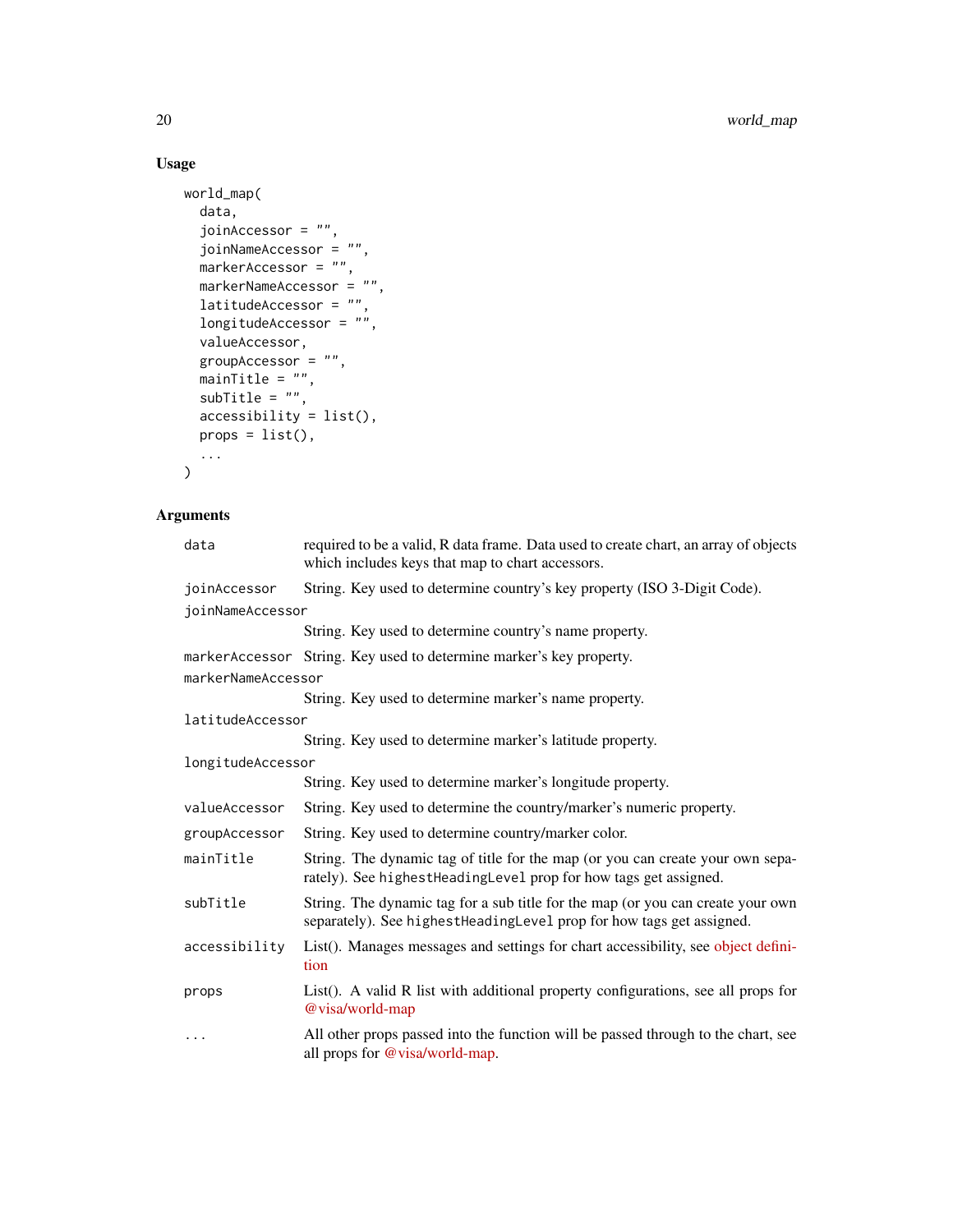## Usage

```
world_map(
  data,
  joinAccessor = "",
  joinNameAccessor = "",
  markerAccessor = "",
  markerNameAccessor = "",
  latitudeAccessor = "",
  longitudeAccessor = "",
  valueAccessor,
  groupAccessor = "",
  mainTitle = "",
  subTitle = "",
  accessibility = list(),
  props = list(),
  ...
)
```

## Arguments

| | |
|---|---|
| `data` | required to be a valid, R data frame. Data used to create chart, an array of objects which includes keys that map to chart accessors. |
| `joinAccessor` | String. Key used to determine country's key property (ISO 3-Digit Code). |
| `joinNameAccessor` | String. Key used to determine country's name property. |
| `markerAccessor` | String. Key used to determine marker's key property. |
| `markerNameAccessor` | String. Key used to determine marker's name property. |
| `latitudeAccessor` | String. Key used to determine marker's latitude property. |
| `longitudeAccessor` | String. Key used to determine marker's longitude property. |
| `valueAccessor` | String. Key used to determine the country/marker's numeric property. |
| `groupAccessor` | String. Key used to determine country/marker color. |
| `mainTitle` | String. The dynamic tag of title for the map (or you can create your own separately). See `highestHeadingLevel` prop for how tags get assigned. |
| `subTitle` | String. The dynamic tag for a sub title for the map (or you can create your own separately). See `highestHeadingLevel` prop for how tags get assigned. |
| `accessibility` | List(). Manages messages and settings for chart accessibility, see object definition |
| `props` | List(). A valid R list with additional property configurations, see all props for @visa/world-map |
| `...` | All other props passed into the function will be passed through to the chart, see all props for @visa/world-map. |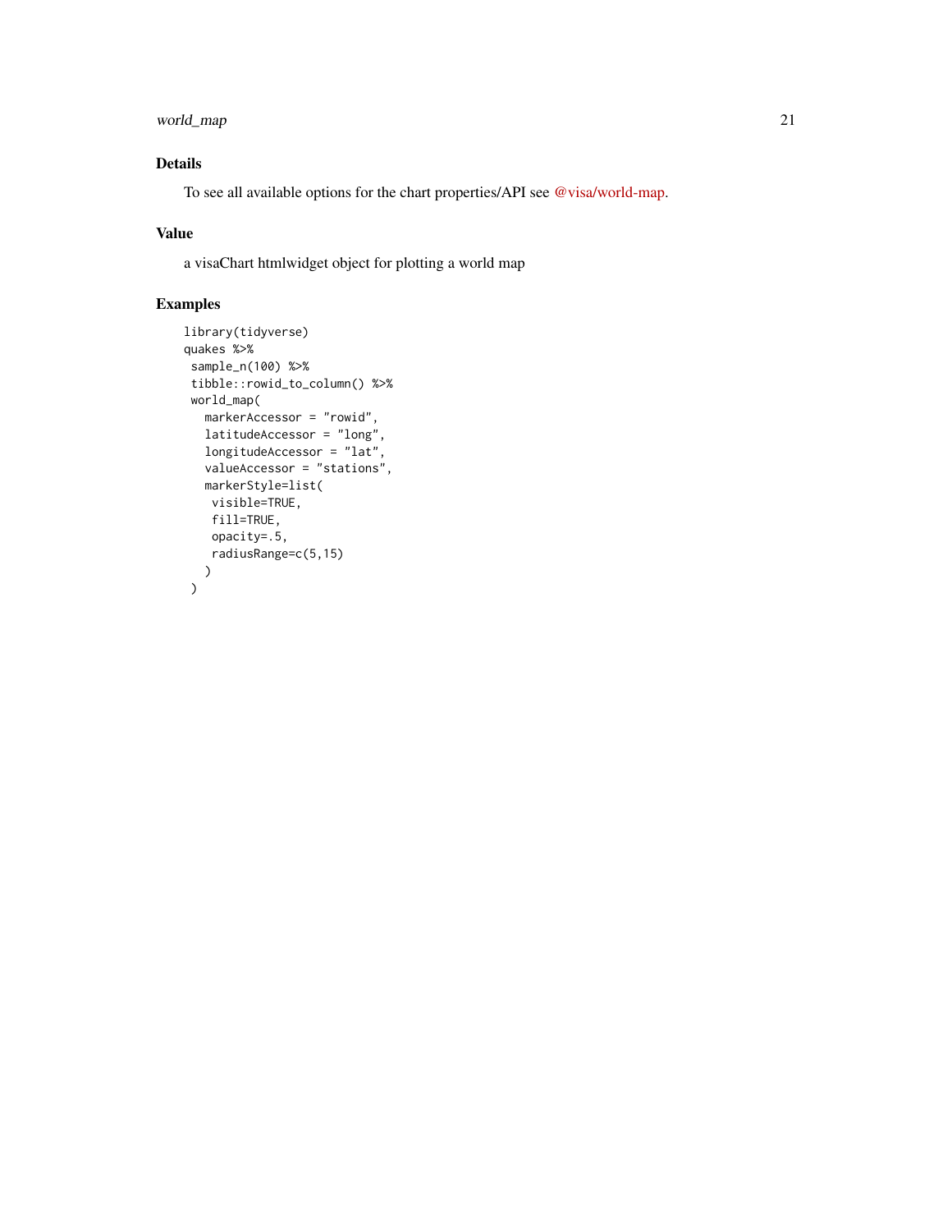## Details

To see all available options for the chart properties/API see @visa/world-map.

## Value

a visaChart htmlwidget object for plotting a world map

## Examples

```
library(tidyverse)
quakes %>%
 sample_n(100) %>%
 tibble::rowid_to_column() %>%
 world_map(
   markerAccessor = "rowid",
   latitudeAccessor = "long",
   longitudeAccessor = "lat",
   valueAccessor = "stations",
   markerStyle=list(
    visible=TRUE,
    fill=TRUE,
    opacity=.5,
    radiusRange=c(5,15)
   )
 )
```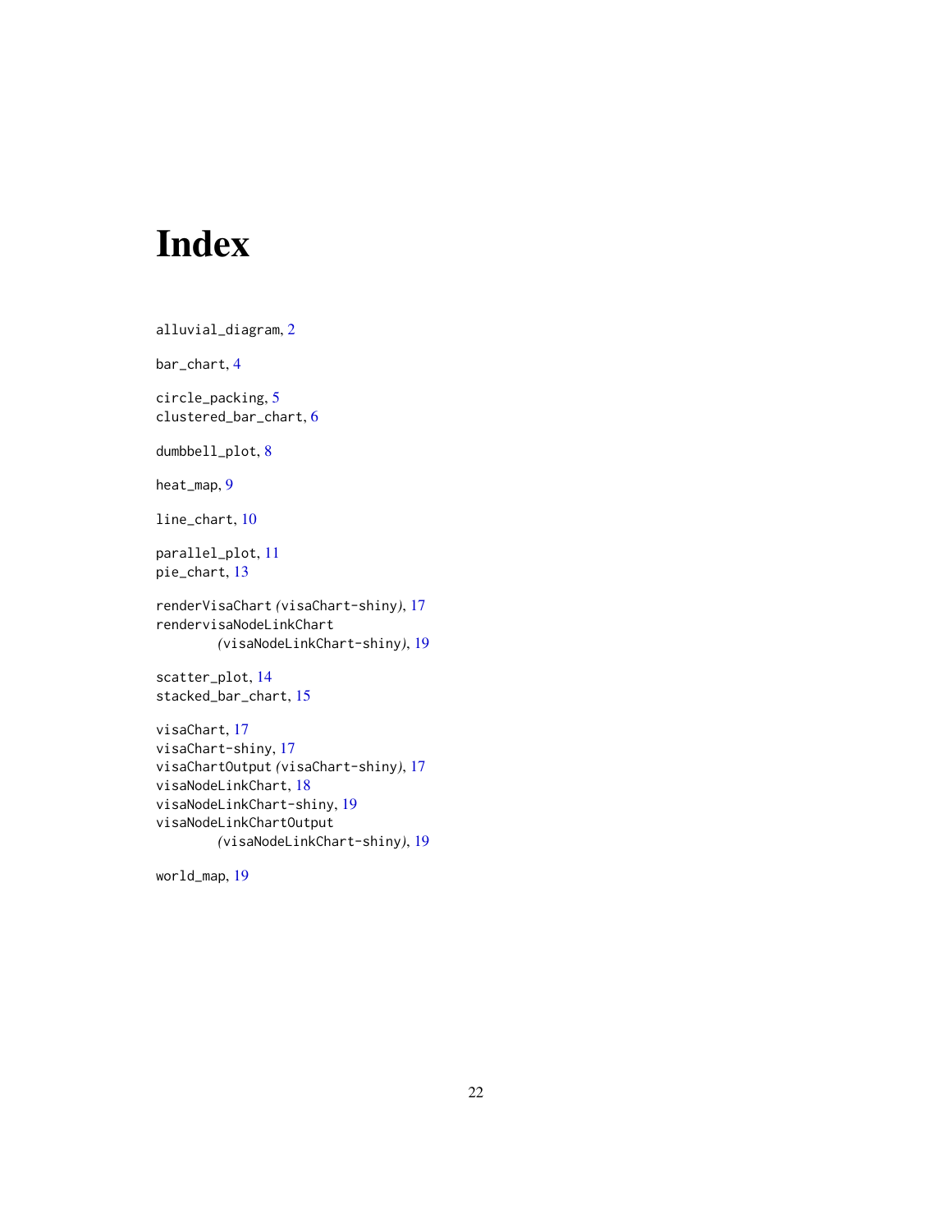# Index

alluvial_diagram, 2

bar_chart, 4

circle_packing, 5
clustered_bar_chart, 6

dumbbell_plot, 8

heat_map, 9

line_chart, 10

parallel_plot, 11
pie_chart, 13

renderVisaChart *(visaChart-shiny)*, 17
rendervisaNodeLinkChart
        *(visaNodeLinkChart-shiny)*, 19

scatter_plot, 14
stacked_bar_chart, 15

visaChart, 17
visaChart-shiny, 17
visaChartOutput *(visaChart-shiny)*, 17
visaNodeLinkChart, 18
visaNodeLinkChart-shiny, 19
visaNodeLinkChartOutput
        *(visaNodeLinkChart-shiny)*, 19

world_map, 19